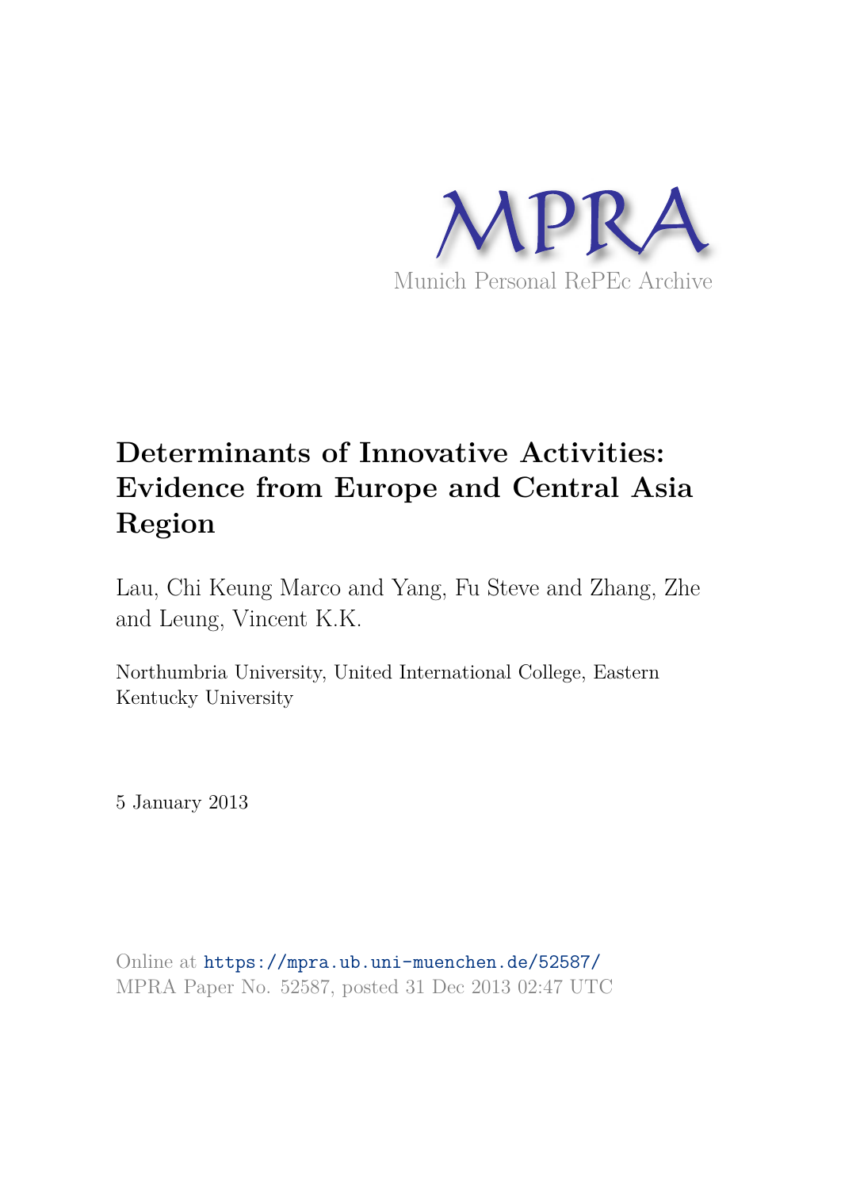MPRA

Munich Personal RePEc Archive

# Determinants of Innovative Activities: Evidence from Europe and Central Asia Region

Lau, Chi Keung Marco and Yang, Fu Steve and Zhang, Zhe and Leung, Vincent K.K.

Northumbria University, United International College, Eastern Kentucky University

5 January 2013

Online at https://mpra.ub.uni-muenchen.de/52587/
MPRA Paper No. 52587, posted 31 Dec 2013 02:47 UTC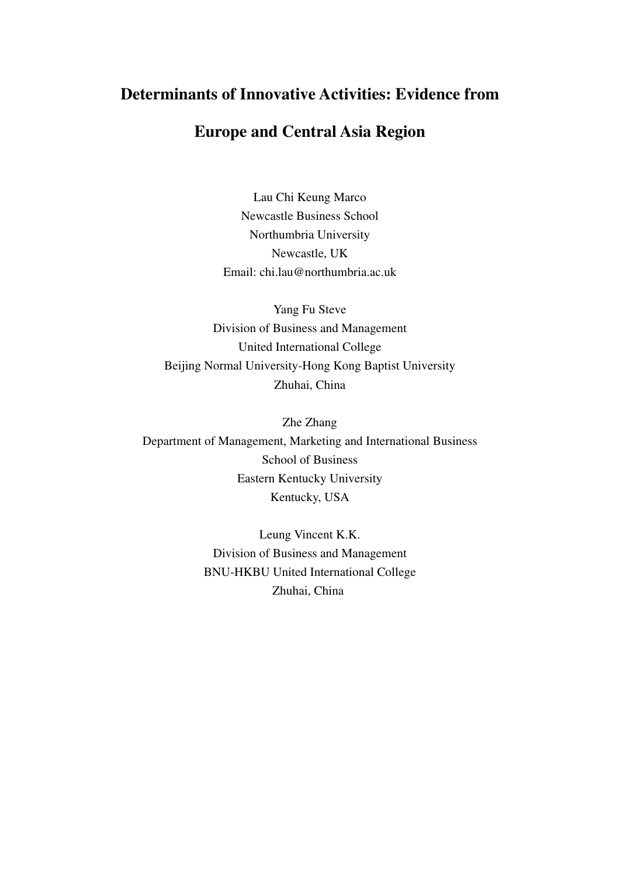# Determinants of Innovative Activities: Evidence from Europe and Central Asia Region

Lau Chi Keung Marco
Newcastle Business School
Northumbria University
Newcastle, UK
Email: chi.lau@northumbria.ac.uk

Yang Fu Steve
Division of Business and Management
United International College
Beijing Normal University-Hong Kong Baptist University
Zhuhai, China

Zhe Zhang
Department of Management, Marketing and International Business
School of Business
Eastern Kentucky University
Kentucky, USA

Leung Vincent K.K.
Division of Business and Management
BNU-HKBU United International College
Zhuhai, China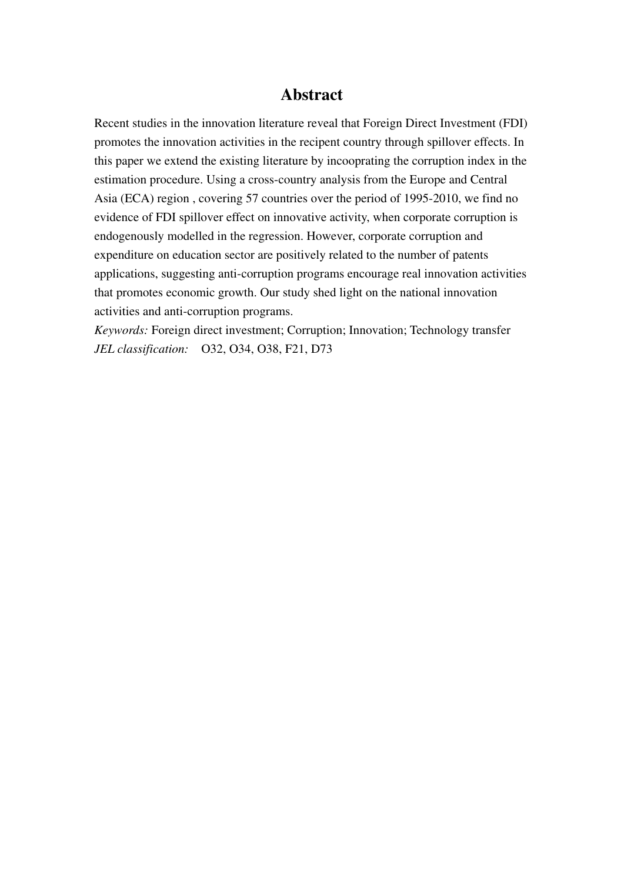## Abstract

Recent studies in the innovation literature reveal that Foreign Direct Investment (FDI) promotes the innovation activities in the recipent country through spillover effects. In this paper we extend the existing literature by incooprating the corruption index in the estimation procedure. Using a cross-country analysis from the Europe and Central Asia (ECA) region , covering 57 countries over the period of 1995-2010, we find no evidence of FDI spillover effect on innovative activity, when corporate corruption is endogenously modelled in the regression. However, corporate corruption and expenditure on education sector are positively related to the number of patents applications, suggesting anti-corruption programs encourage real innovation activities that promotes economic growth. Our study shed light on the national innovation activities and anti-corruption programs.

*Keywords:* Foreign direct investment; Corruption; Innovation; Technology transfer

*JEL classification:* O32, O34, O38, F21, D73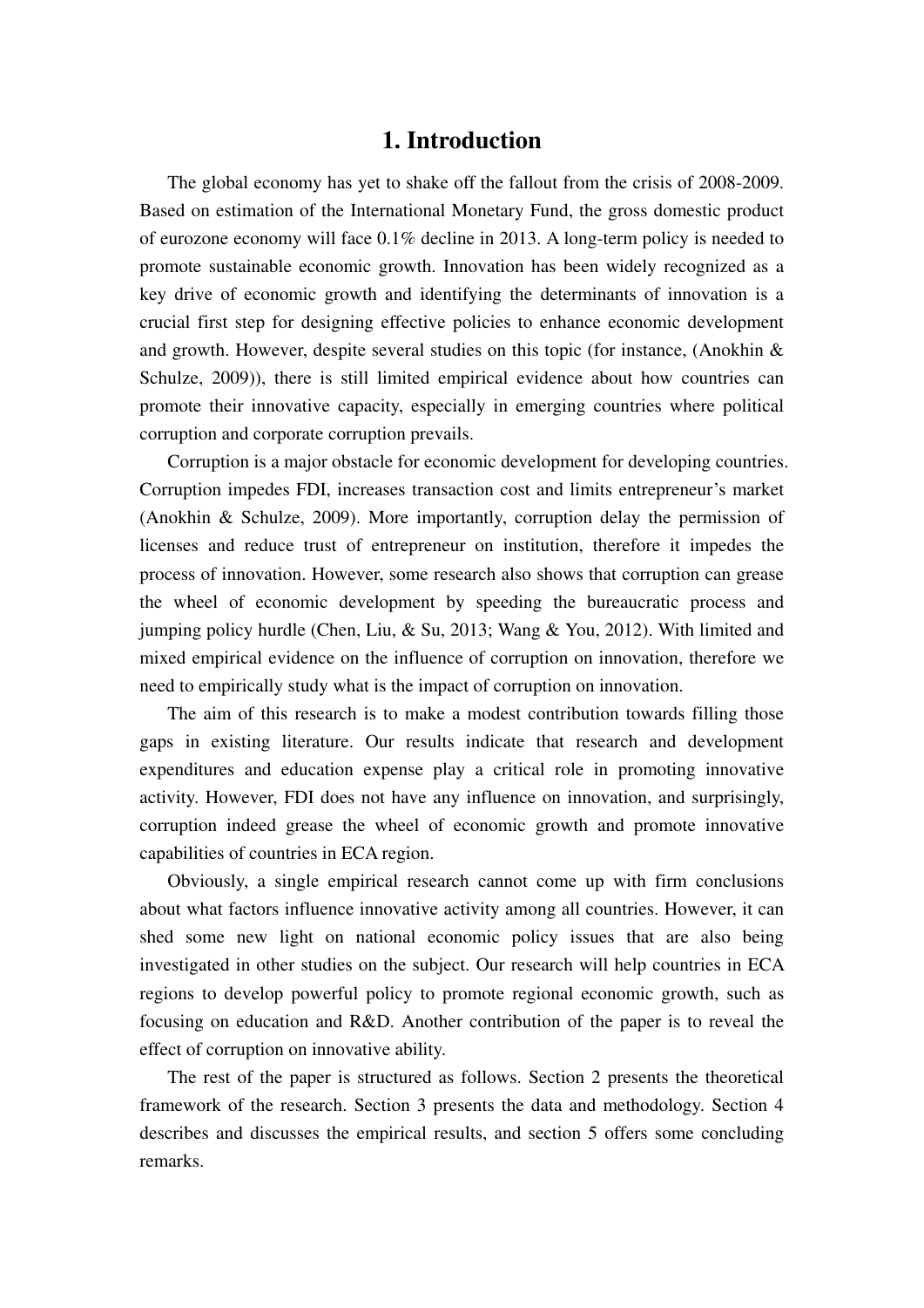# 1. Introduction

The global economy has yet to shake off the fallout from the crisis of 2008-2009. Based on estimation of the International Monetary Fund, the gross domestic product of eurozone economy will face 0.1% decline in 2013. A long-term policy is needed to promote sustainable economic growth. Innovation has been widely recognized as a key drive of economic growth and identifying the determinants of innovation is a crucial first step for designing effective policies to enhance economic development and growth. However, despite several studies on this topic (for instance, (Anokhin & Schulze, 2009)), there is still limited empirical evidence about how countries can promote their innovative capacity, especially in emerging countries where political corruption and corporate corruption prevails.

Corruption is a major obstacle for economic development for developing countries. Corruption impedes FDI, increases transaction cost and limits entrepreneur's market (Anokhin & Schulze, 2009). More importantly, corruption delay the permission of licenses and reduce trust of entrepreneur on institution, therefore it impedes the process of innovation. However, some research also shows that corruption can grease the wheel of economic development by speeding the bureaucratic process and jumping policy hurdle (Chen, Liu, & Su, 2013; Wang & You, 2012). With limited and mixed empirical evidence on the influence of corruption on innovation, therefore we need to empirically study what is the impact of corruption on innovation.

The aim of this research is to make a modest contribution towards filling those gaps in existing literature. Our results indicate that research and development expenditures and education expense play a critical role in promoting innovative activity. However, FDI does not have any influence on innovation, and surprisingly, corruption indeed grease the wheel of economic growth and promote innovative capabilities of countries in ECA region.

Obviously, a single empirical research cannot come up with firm conclusions about what factors influence innovative activity among all countries. However, it can shed some new light on national economic policy issues that are also being investigated in other studies on the subject. Our research will help countries in ECA regions to develop powerful policy to promote regional economic growth, such as focusing on education and R&D. Another contribution of the paper is to reveal the effect of corruption on innovative ability.

The rest of the paper is structured as follows. Section 2 presents the theoretical framework of the research. Section 3 presents the data and methodology. Section 4 describes and discusses the empirical results, and section 5 offers some concluding remarks.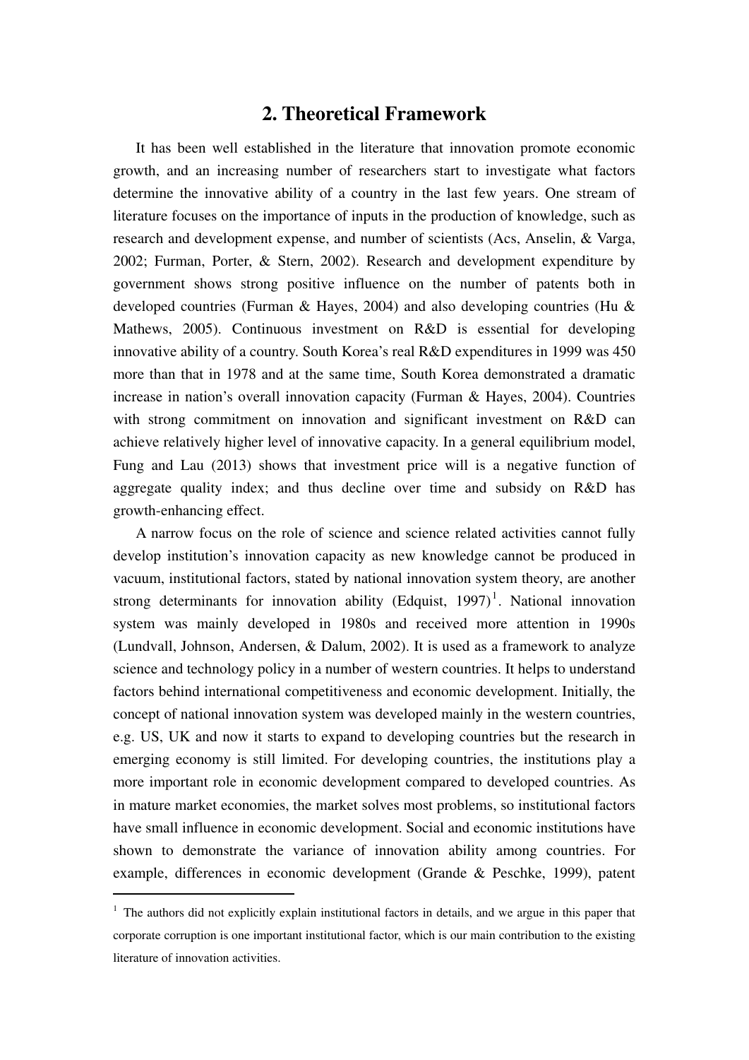## 2. Theoretical Framework

It has been well established in the literature that innovation promote economic growth, and an increasing number of researchers start to investigate what factors determine the innovative ability of a country in the last few years. One stream of literature focuses on the importance of inputs in the production of knowledge, such as research and development expense, and number of scientists (Acs, Anselin, & Varga, 2002; Furman, Porter, & Stern, 2002). Research and development expenditure by government shows strong positive influence on the number of patents both in developed countries (Furman & Hayes, 2004) and also developing countries (Hu & Mathews, 2005). Continuous investment on R&D is essential for developing innovative ability of a country. South Korea's real R&D expenditures in 1999 was 450 more than that in 1978 and at the same time, South Korea demonstrated a dramatic increase in nation's overall innovation capacity (Furman & Hayes, 2004). Countries with strong commitment on innovation and significant investment on R&D can achieve relatively higher level of innovative capacity. In a general equilibrium model, Fung and Lau (2013) shows that investment price will is a negative function of aggregate quality index; and thus decline over time and subsidy on R&D has growth-enhancing effect.

A narrow focus on the role of science and science related activities cannot fully develop institution's innovation capacity as new knowledge cannot be produced in vacuum, institutional factors, stated by national innovation system theory, are another strong determinants for innovation ability (Edquist, 1997)[1]. National innovation system was mainly developed in 1980s and received more attention in 1990s (Lundvall, Johnson, Andersen, & Dalum, 2002). It is used as a framework to analyze science and technology policy in a number of western countries. It helps to understand factors behind international competitiveness and economic development. Initially, the concept of national innovation system was developed mainly in the western countries, e.g. US, UK and now it starts to expand to developing countries but the research in emerging economy is still limited. For developing countries, the institutions play a more important role in economic development compared to developed countries. As in mature market economies, the market solves most problems, so institutional factors have small influence in economic development. Social and economic institutions have shown to demonstrate the variance of innovation ability among countries. For example, differences in economic development (Grande & Peschke, 1999), patent

[1] The authors did not explicitly explain institutional factors in details, and we argue in this paper that corporate corruption is one important institutional factor, which is our main contribution to the existing literature of innovation activities.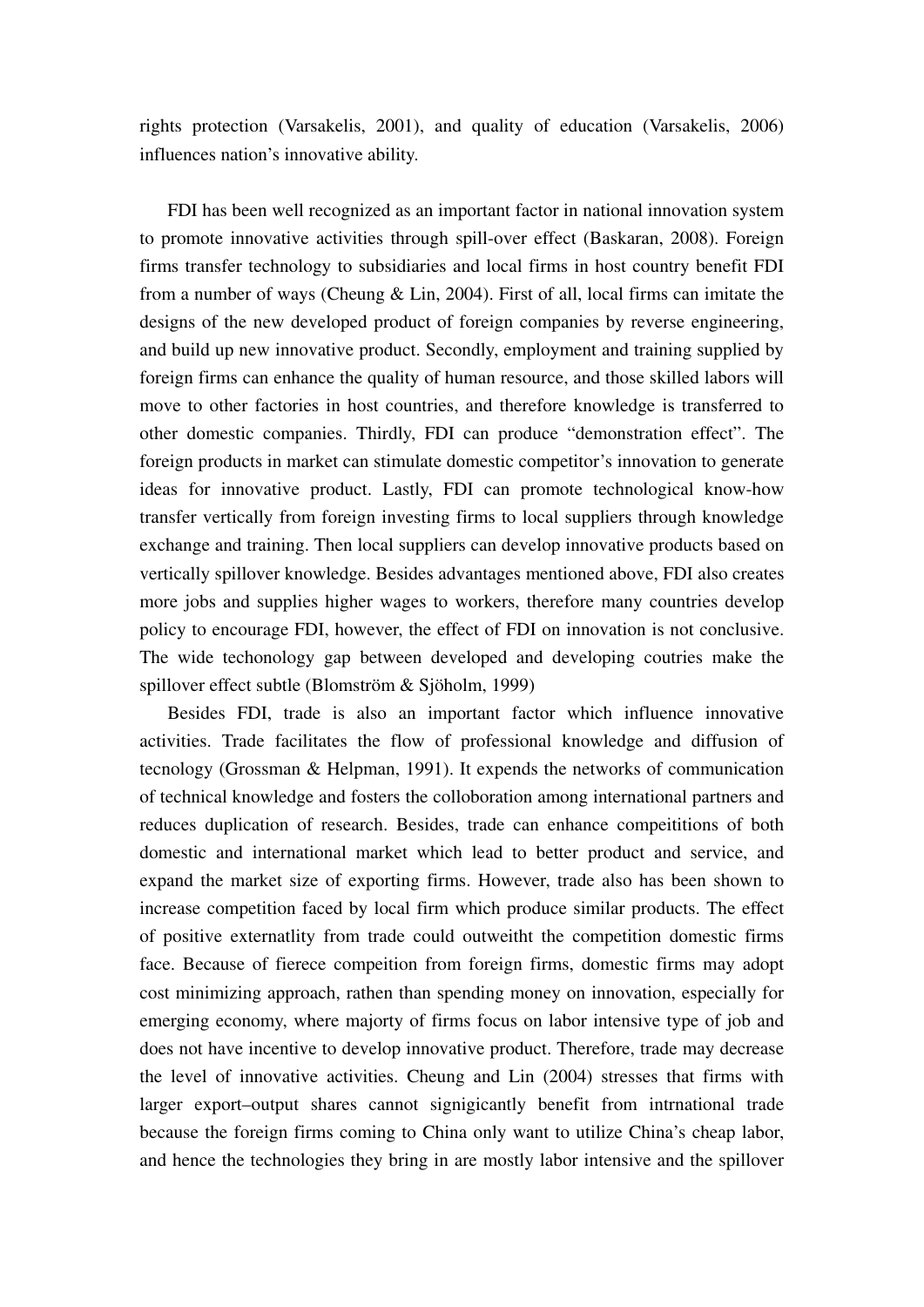rights protection (Varsakelis, 2001), and quality of education (Varsakelis, 2006) influences nation's innovative ability.

FDI has been well recognized as an important factor in national innovation system to promote innovative activities through spill-over effect (Baskaran, 2008). Foreign firms transfer technology to subsidiaries and local firms in host country benefit FDI from a number of ways (Cheung & Lin, 2004). First of all, local firms can imitate the designs of the new developed product of foreign companies by reverse engineering, and build up new innovative product. Secondly, employment and training supplied by foreign firms can enhance the quality of human resource, and those skilled labors will move to other factories in host countries, and therefore knowledge is transferred to other domestic companies. Thirdly, FDI can produce "demonstration effect". The foreign products in market can stimulate domestic competitor's innovation to generate ideas for innovative product. Lastly, FDI can promote technological know-how transfer vertically from foreign investing firms to local suppliers through knowledge exchange and training. Then local suppliers can develop innovative products based on vertically spillover knowledge. Besides advantages mentioned above, FDI also creates more jobs and supplies higher wages to workers, therefore many countries develop policy to encourage FDI, however, the effect of FDI on innovation is not conclusive. The wide techonology gap between developed and developing coutries make the spillover effect subtle (Blomström & Sjöholm, 1999)

Besides FDI, trade is also an important factor which influence innovative activities. Trade facilitates the flow of professional knowledge and diffusion of tecnology (Grossman & Helpman, 1991). It expends the networks of communication of technical knowledge and fosters the colloboration among international partners and reduces duplication of research. Besides, trade can enhance compeititions of both domestic and international market which lead to better product and service, and expand the market size of exporting firms. However, trade also has been shown to increase competition faced by local firm which produce similar products. The effect of positive externatlity from trade could outweitht the competition domestic firms face. Because of fierece compeition from foreign firms, domestic firms may adopt cost minimizing approach, rathen than spending money on innovation, especially for emerging economy, where majorty of firms focus on labor intensive type of job and does not have incentive to develop innovative product. Therefore, trade may decrease the level of innovative activities. Cheung and Lin (2004) stresses that firms with larger export–output shares cannot signigicantly benefit from intrnational trade because the foreign firms coming to China only want to utilize China's cheap labor, and hence the technologies they bring in are mostly labor intensive and the spillover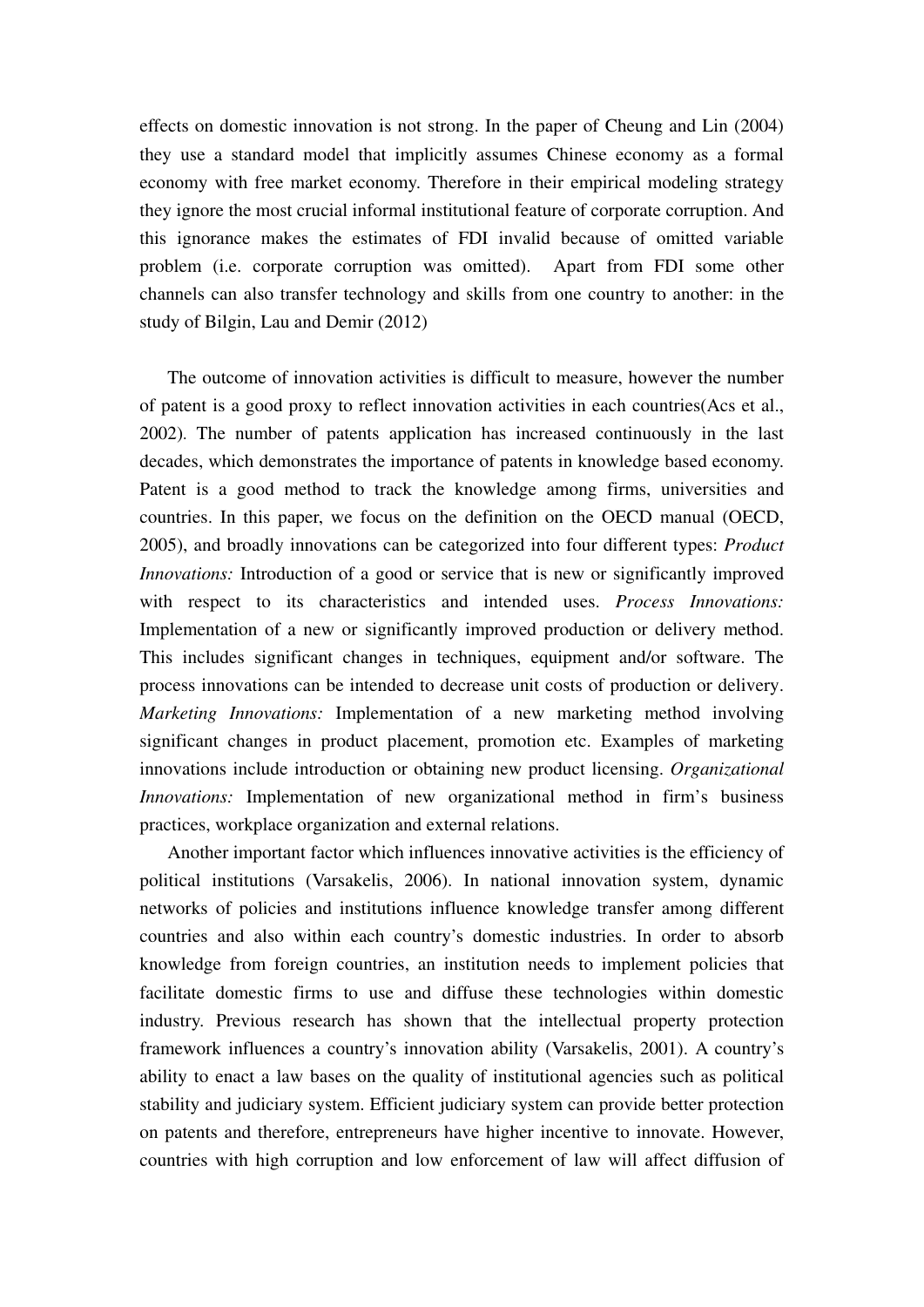effects on domestic innovation is not strong. In the paper of Cheung and Lin (2004) they use a standard model that implicitly assumes Chinese economy as a formal economy with free market economy. Therefore in their empirical modeling strategy they ignore the most crucial informal institutional feature of corporate corruption. And this ignorance makes the estimates of FDI invalid because of omitted variable problem (i.e. corporate corruption was omitted). Apart from FDI some other channels can also transfer technology and skills from one country to another: in the study of Bilgin, Lau and Demir (2012)

The outcome of innovation activities is difficult to measure, however the number of patent is a good proxy to reflect innovation activities in each countries(Acs et al., 2002). The number of patents application has increased continuously in the last decades, which demonstrates the importance of patents in knowledge based economy. Patent is a good method to track the knowledge among firms, universities and countries. In this paper, we focus on the definition on the OECD manual (OECD, 2005), and broadly innovations can be categorized into four different types: *Product Innovations:* Introduction of a good or service that is new or significantly improved with respect to its characteristics and intended uses. *Process Innovations:* Implementation of a new or significantly improved production or delivery method. This includes significant changes in techniques, equipment and/or software. The process innovations can be intended to decrease unit costs of production or delivery. *Marketing Innovations:* Implementation of a new marketing method involving significant changes in product placement, promotion etc. Examples of marketing innovations include introduction or obtaining new product licensing. *Organizational Innovations:* Implementation of new organizational method in firm's business practices, workplace organization and external relations.

Another important factor which influences innovative activities is the efficiency of political institutions (Varsakelis, 2006). In national innovation system, dynamic networks of policies and institutions influence knowledge transfer among different countries and also within each country's domestic industries. In order to absorb knowledge from foreign countries, an institution needs to implement policies that facilitate domestic firms to use and diffuse these technologies within domestic industry. Previous research has shown that the intellectual property protection framework influences a country's innovation ability (Varsakelis, 2001). A country's ability to enact a law bases on the quality of institutional agencies such as political stability and judiciary system. Efficient judiciary system can provide better protection on patents and therefore, entrepreneurs have higher incentive to innovate. However, countries with high corruption and low enforcement of law will affect diffusion of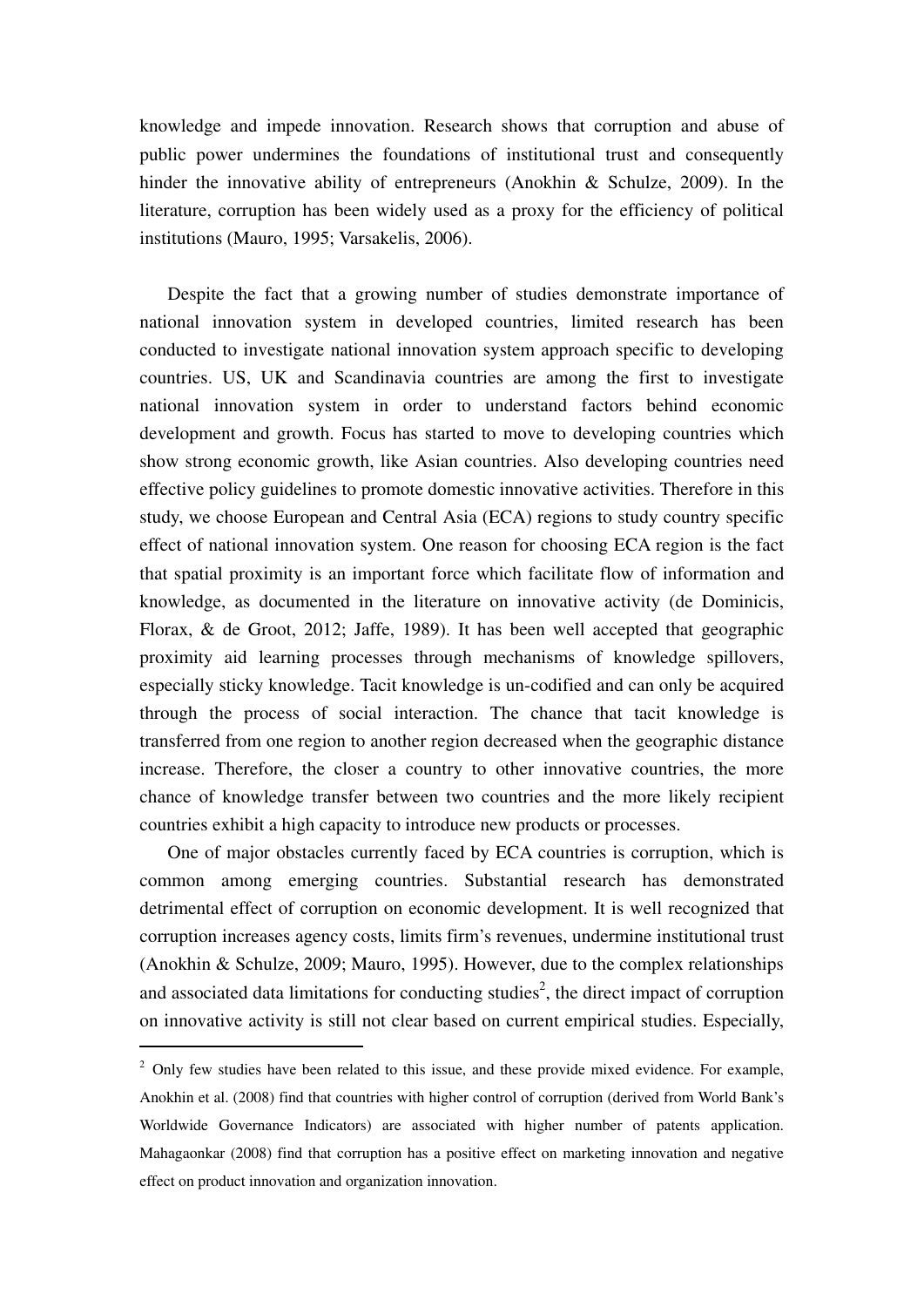knowledge and impede innovation. Research shows that corruption and abuse of public power undermines the foundations of institutional trust and consequently hinder the innovative ability of entrepreneurs (Anokhin & Schulze, 2009). In the literature, corruption has been widely used as a proxy for the efficiency of political institutions (Mauro, 1995; Varsakelis, 2006).

Despite the fact that a growing number of studies demonstrate importance of national innovation system in developed countries, limited research has been conducted to investigate national innovation system approach specific to developing countries. US, UK and Scandinavia countries are among the first to investigate national innovation system in order to understand factors behind economic development and growth. Focus has started to move to developing countries which show strong economic growth, like Asian countries. Also developing countries need effective policy guidelines to promote domestic innovative activities. Therefore in this study, we choose European and Central Asia (ECA) regions to study country specific effect of national innovation system. One reason for choosing ECA region is the fact that spatial proximity is an important force which facilitate flow of information and knowledge, as documented in the literature on innovative activity (de Dominicis, Florax, & de Groot, 2012; Jaffe, 1989). It has been well accepted that geographic proximity aid learning processes through mechanisms of knowledge spillovers, especially sticky knowledge. Tacit knowledge is un-codified and can only be acquired through the process of social interaction. The chance that tacit knowledge is transferred from one region to another region decreased when the geographic distance increase. Therefore, the closer a country to other innovative countries, the more chance of knowledge transfer between two countries and the more likely recipient countries exhibit a high capacity to introduce new products or processes.

One of major obstacles currently faced by ECA countries is corruption, which is common among emerging countries. Substantial research has demonstrated detrimental effect of corruption on economic development. It is well recognized that corruption increases agency costs, limits firm's revenues, undermine institutional trust (Anokhin & Schulze, 2009; Mauro, 1995). However, due to the complex relationships and associated data limitations for conducting studies[2], the direct impact of corruption on innovative activity is still not clear based on current empirical studies. Especially,

[2] Only few studies have been related to this issue, and these provide mixed evidence. For example, Anokhin et al. (2008) find that countries with higher control of corruption (derived from World Bank's Worldwide Governance Indicators) are associated with higher number of patents application. Mahagaonkar (2008) find that corruption has a positive effect on marketing innovation and negative effect on product innovation and organization innovation.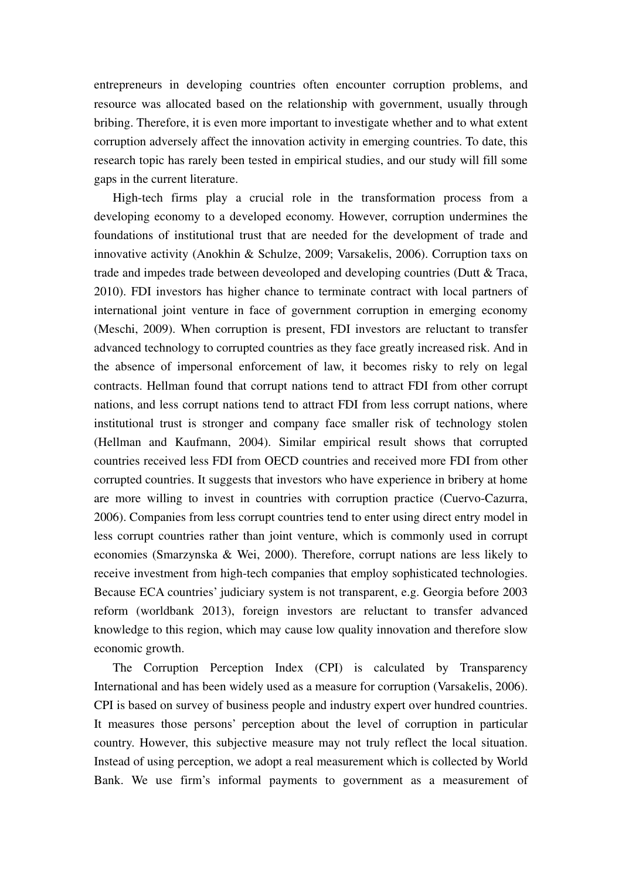entrepreneurs in developing countries often encounter corruption problems, and resource was allocated based on the relationship with government, usually through bribing. Therefore, it is even more important to investigate whether and to what extent corruption adversely affect the innovation activity in emerging countries. To date, this research topic has rarely been tested in empirical studies, and our study will fill some gaps in the current literature.

High-tech firms play a crucial role in the transformation process from a developing economy to a developed economy. However, corruption undermines the foundations of institutional trust that are needed for the development of trade and innovative activity (Anokhin & Schulze, 2009; Varsakelis, 2006). Corruption taxs on trade and impedes trade between deveoloped and developing countries (Dutt & Traca, 2010). FDI investors has higher chance to terminate contract with local partners of international joint venture in face of government corruption in emerging economy (Meschi, 2009). When corruption is present, FDI investors are reluctant to transfer advanced technology to corrupted countries as they face greatly increased risk. And in the absence of impersonal enforcement of law, it becomes risky to rely on legal contracts. Hellman found that corrupt nations tend to attract FDI from other corrupt nations, and less corrupt nations tend to attract FDI from less corrupt nations, where institutional trust is stronger and company face smaller risk of technology stolen (Hellman and Kaufmann, 2004). Similar empirical result shows that corrupted countries received less FDI from OECD countries and received more FDI from other corrupted countries. It suggests that investors who have experience in bribery at home are more willing to invest in countries with corruption practice (Cuervo-Cazurra, 2006). Companies from less corrupt countries tend to enter using direct entry model in less corrupt countries rather than joint venture, which is commonly used in corrupt economies (Smarzynska & Wei, 2000). Therefore, corrupt nations are less likely to receive investment from high-tech companies that employ sophisticated technologies. Because ECA countries' judiciary system is not transparent, e.g. Georgia before 2003 reform (worldbank 2013), foreign investors are reluctant to transfer advanced knowledge to this region, which may cause low quality innovation and therefore slow economic growth.

The Corruption Perception Index (CPI) is calculated by Transparency International and has been widely used as a measure for corruption (Varsakelis, 2006). CPI is based on survey of business people and industry expert over hundred countries. It measures those persons' perception about the level of corruption in particular country. However, this subjective measure may not truly reflect the local situation. Instead of using perception, we adopt a real measurement which is collected by World Bank. We use firm's informal payments to government as a measurement of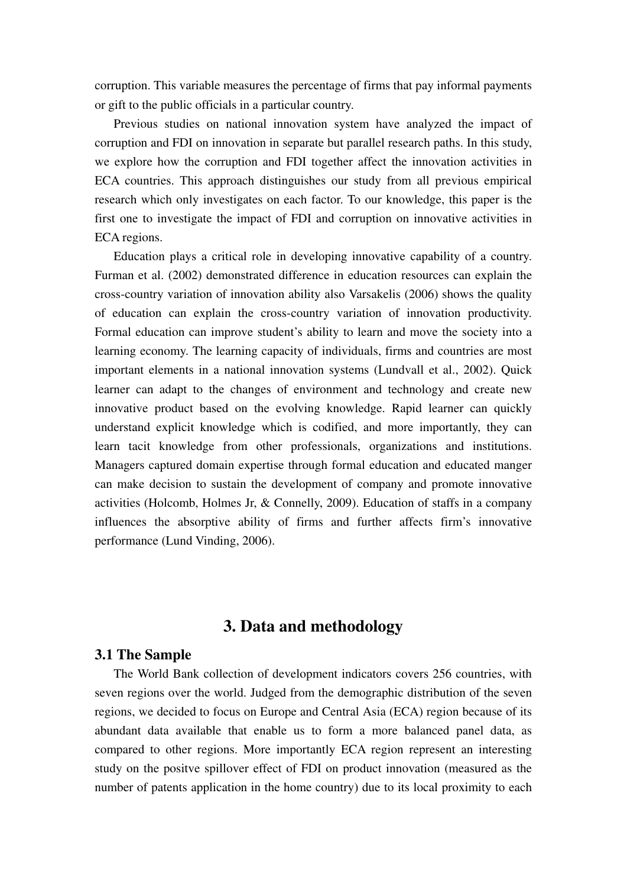corruption. This variable measures the percentage of firms that pay informal payments or gift to the public officials in a particular country.

Previous studies on national innovation system have analyzed the impact of corruption and FDI on innovation in separate but parallel research paths. In this study, we explore how the corruption and FDI together affect the innovation activities in ECA countries. This approach distinguishes our study from all previous empirical research which only investigates on each factor. To our knowledge, this paper is the first one to investigate the impact of FDI and corruption on innovative activities in ECA regions.

Education plays a critical role in developing innovative capability of a country. Furman et al. (2002) demonstrated difference in education resources can explain the cross-country variation of innovation ability also Varsakelis (2006) shows the quality of education can explain the cross-country variation of innovation productivity. Formal education can improve student's ability to learn and move the society into a learning economy. The learning capacity of individuals, firms and countries are most important elements in a national innovation systems (Lundvall et al., 2002). Quick learner can adapt to the changes of environment and technology and create new innovative product based on the evolving knowledge. Rapid learner can quickly understand explicit knowledge which is codified, and more importantly, they can learn tacit knowledge from other professionals, organizations and institutions. Managers captured domain expertise through formal education and educated manger can make decision to sustain the development of company and promote innovative activities (Holcomb, Holmes Jr, & Connelly, 2009). Education of staffs in a company influences the absorptive ability of firms and further affects firm's innovative performance (Lund Vinding, 2006).

# 3. Data and methodology

## 3.1 The Sample

The World Bank collection of development indicators covers 256 countries, with seven regions over the world. Judged from the demographic distribution of the seven regions, we decided to focus on Europe and Central Asia (ECA) region because of its abundant data available that enable us to form a more balanced panel data, as compared to other regions. More importantly ECA region represent an interesting study on the positve spillover effect of FDI on product innovation (measured as the number of patents application in the home country) due to its local proximity to each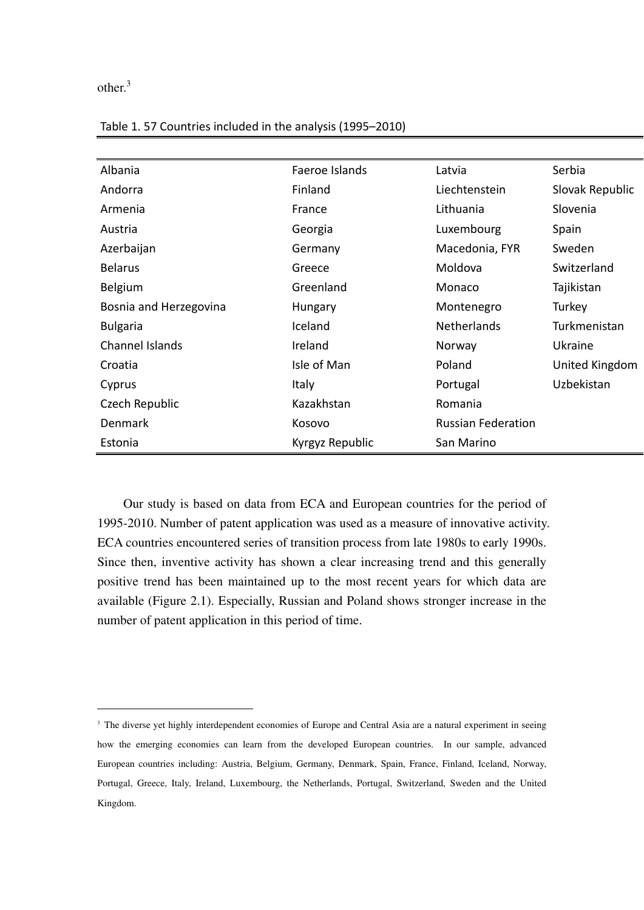other.[3]

Table 1. 57 Countries included in the analysis (1995–2010)

| | | | |
|---|---|---|---|
| Albania | Faeroe Islands | Latvia | Serbia |
| Andorra | Finland | Liechtenstein | Slovak Republic |
| Armenia | France | Lithuania | Slovenia |
| Austria | Georgia | Luxembourg | Spain |
| Azerbaijan | Germany | Macedonia, FYR | Sweden |
| Belarus | Greece | Moldova | Switzerland |
| Belgium | Greenland | Monaco | Tajikistan |
| Bosnia and Herzegovina | Hungary | Montenegro | Turkey |
| Bulgaria | Iceland | Netherlands | Turkmenistan |
| Channel Islands | Ireland | Norway | Ukraine |
| Croatia | Isle of Man | Poland | United Kingdom |
| Cyprus | Italy | Portugal | Uzbekistan |
| Czech Republic | Kazakhstan | Romania | |
| Denmark | Kosovo | Russian Federation | |
| Estonia | Kyrgyz Republic | San Marino | |

Our study is based on data from ECA and European countries for the period of 1995-2010. Number of patent application was used as a measure of innovative activity. ECA countries encountered series of transition process from late 1980s to early 1990s. Since then, inventive activity has shown a clear increasing trend and this generally positive trend has been maintained up to the most recent years for which data are available (Figure 2.1). Especially, Russian and Poland shows stronger increase in the number of patent application in this period of time.

[3] The diverse yet highly interdependent economies of Europe and Central Asia are a natural experiment in seeing how the emerging economies can learn from the developed European countries. In our sample, advanced European countries including: Austria, Belgium, Germany, Denmark, Spain, France, Finland, Iceland, Norway, Portugal, Greece, Italy, Ireland, Luxembourg, the Netherlands, Portugal, Switzerland, Sweden and the United Kingdom.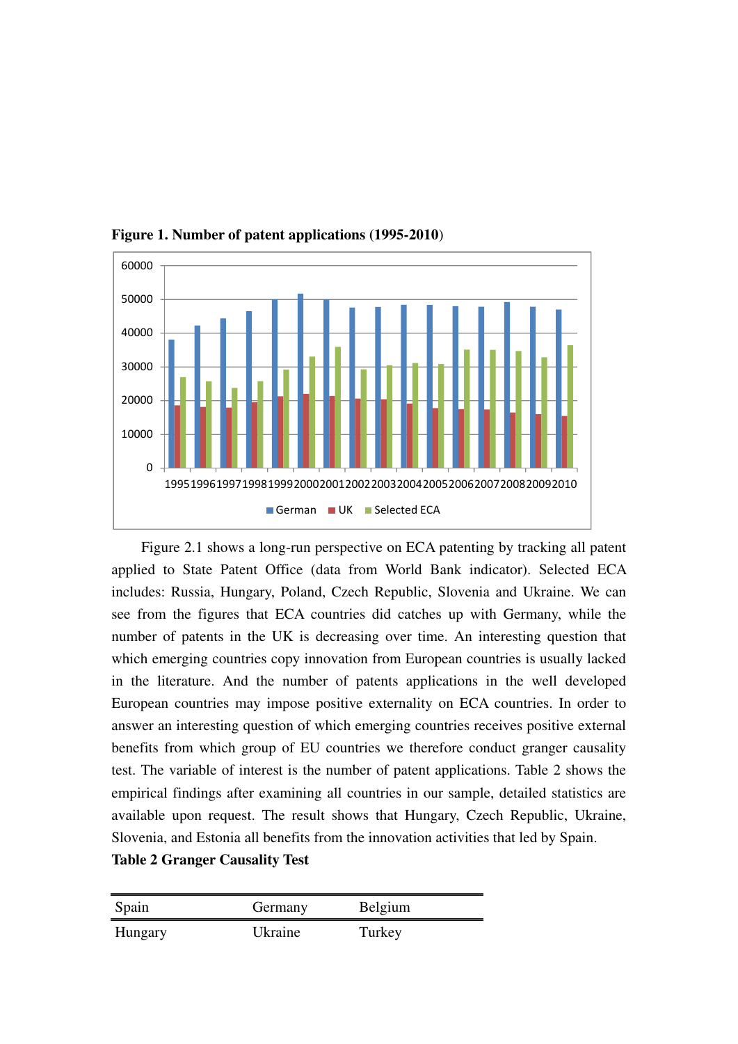**Figure 1. Number of patent applications (1995-2010)**

Figure 2.1 shows a long-run perspective on ECA patenting by tracking all patent applied to State Patent Office (data from World Bank indicator). Selected ECA includes: Russia, Hungary, Poland, Czech Republic, Slovenia and Ukraine. We can see from the figures that ECA countries did catches up with Germany, while the number of patents in the UK is decreasing over time. An interesting question that which emerging countries copy innovation from European countries is usually lacked in the literature. And the number of patents applications in the well developed European countries may impose positive externality on ECA countries. In order to answer an interesting question of which emerging countries receives positive external benefits from which group of EU countries we therefore conduct granger causality test. The variable of interest is the number of patent applications. Table 2 shows the empirical findings after examining all countries in our sample, detailed statistics are available upon request. The result shows that Hungary, Czech Republic, Ukraine, Slovenia, and Estonia all benefits from the innovation activities that led by Spain.

**Table 2 Granger Causality Test**

| Spain | Germany | Belgium |
|---|---|---|
| Hungary | Ukraine | Turkey |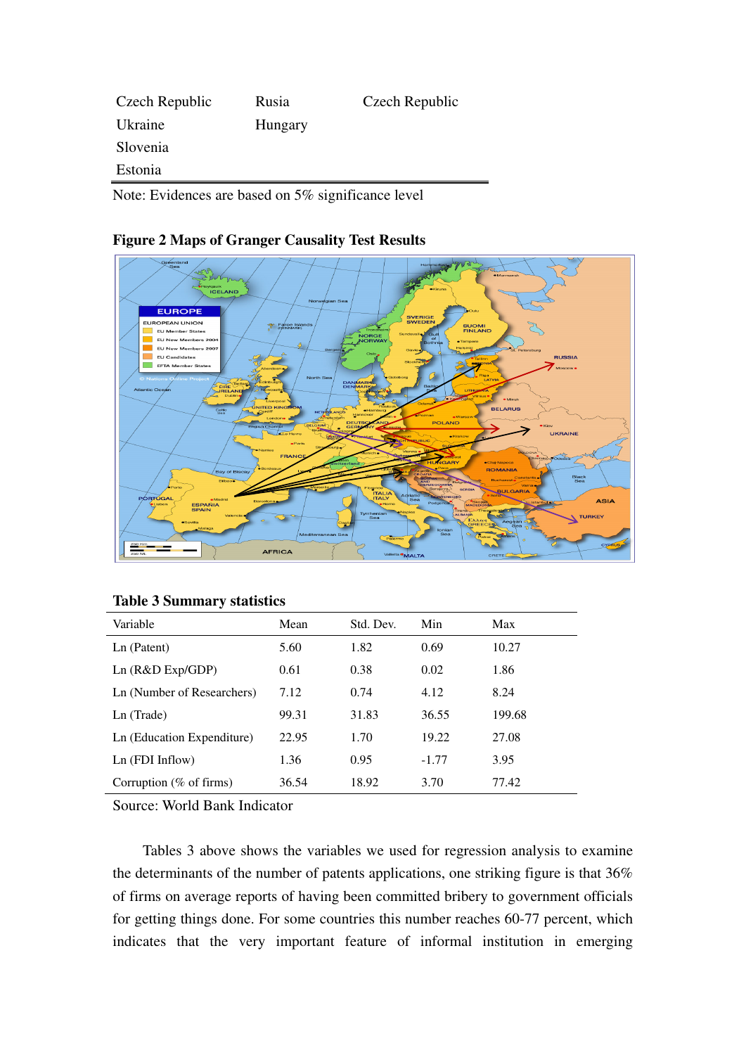| Czech Republic | Rusia | Czech Republic |
|---|---|---|
| Ukraine | Hungary | |
| Slovenia | | |
| Estonia | | |

Note: Evidences are based on 5% significance level

**Figure 2 Maps of Granger Causality Test Results**

**Table 3 Summary statistics**

| Variable | Mean | Std. Dev. | Min | Max |
|---|---|---|---|---|
| Ln (Patent) | 5.60 | 1.82 | 0.69 | 10.27 |
| Ln (R&D Exp/GDP) | 0.61 | 0.38 | 0.02 | 1.86 |
| Ln (Number of Researchers) | 7.12 | 0.74 | 4.12 | 8.24 |
| Ln (Trade) | 99.31 | 31.83 | 36.55 | 199.68 |
| Ln (Education Expenditure) | 22.95 | 1.70 | 19.22 | 27.08 |
| Ln (FDI Inflow) | 1.36 | 0.95 | -1.77 | 3.95 |
| Corruption (% of firms) | 36.54 | 18.92 | 3.70 | 77.42 |

Source: World Bank Indicator

Tables 3 above shows the variables we used for regression analysis to examine the determinants of the number of patents applications, one striking figure is that 36% of firms on average reports of having been committed bribery to government officials for getting things done. For some countries this number reaches 60-77 percent, which indicates that the very important feature of informal institution in emerging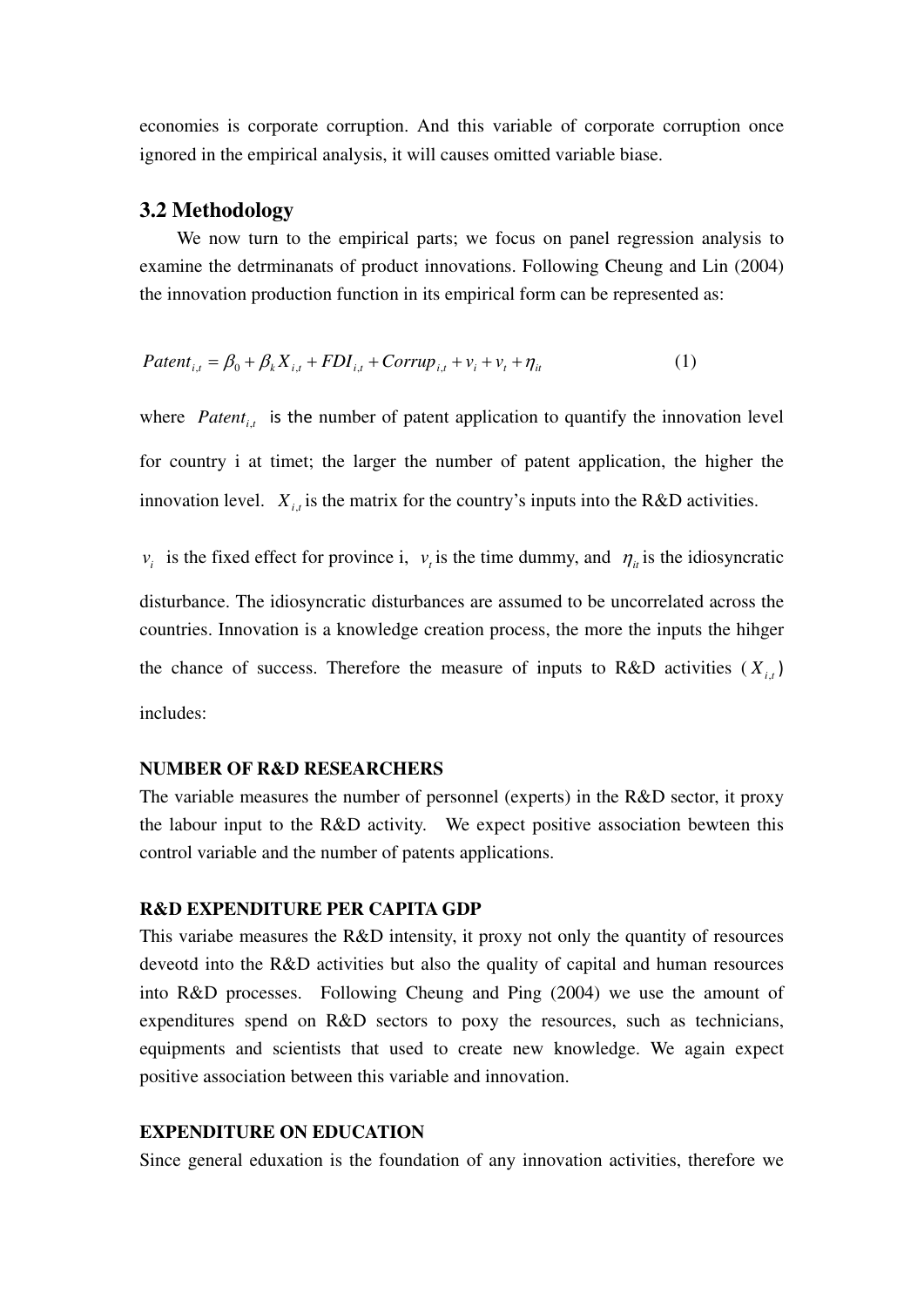economies is corporate corruption. And this variable of corporate corruption once ignored in the empirical analysis, it will causes omitted variable biase.

## 3.2 Methodology

We now turn to the empirical parts; we focus on panel regression analysis to examine the detrminanats of product innovations. Following Cheung and Lin (2004) the innovation production function in its empirical form can be represented as:

$$Patent_{i,t} = \beta_0 + \beta_k X_{i,t} + FDI_{i,t} + Corrup_{i,t} + v_i + v_t + \eta_{it} \tag{1}$$

where $Patent_{i,t}$ is the number of patent application to quantify the innovation level for country i at timet; the larger the number of patent application, the higher the innovation level. $X_{i,t}$ is the matrix for the country's inputs into the R&D activities. $v_i$ is the fixed effect for province i, $v_t$ is the time dummy, and $\eta_{it}$ is the idiosyncratic disturbance. The idiosyncratic disturbances are assumed to be uncorrelated across the countries. Innovation is a knowledge creation process, the more the inputs the hihger the chance of success. Therefore the measure of inputs to R&D activities ($X_{i,t}$) includes:

**NUMBER OF R&D RESEARCHERS**

The variable measures the number of personnel (experts) in the R&D sector, it proxy the labour input to the R&D activity. We expect positive association bewteen this control variable and the number of patents applications.

**R&D EXPENDITURE PER CAPITA GDP**

This variabe measures the R&D intensity, it proxy not only the quantity of resources deveotd into the R&D activities but also the quality of capital and human resources into R&D processes. Following Cheung and Ping (2004) we use the amount of expenditures spend on R&D sectors to poxy the resources, such as technicians, equipments and scientists that used to create new knowledge. We again expect positive association between this variable and innovation.

**EXPENDITURE ON EDUCATION**

Since general eduxation is the foundation of any innovation activities, therefore we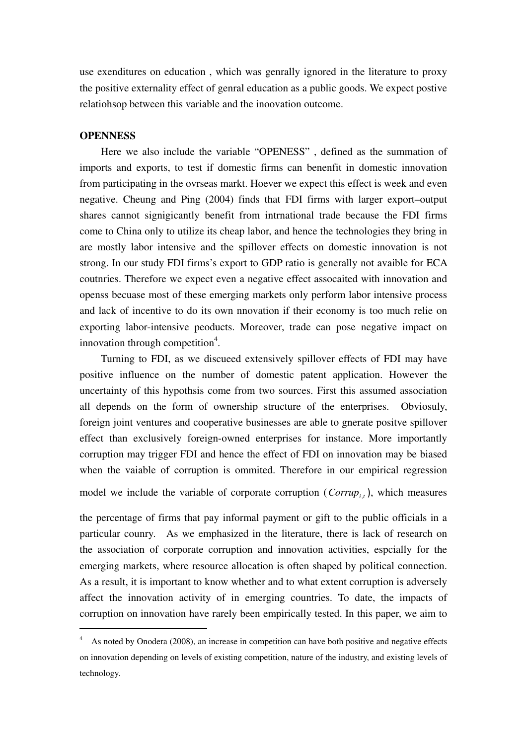use exenditures on education , which was genrally ignored in the literature to proxy the positive externality effect of genral education as a public goods. We expect postive relatiohsop between this variable and the inoovation outcome.

**OPENNESS**

Here we also include the variable "OPENESS" , defined as the summation of imports and exports, to test if domestic firms can benenfit in domestic innovation from participating in the ovrseas markt. Hoever we expect this effect is week and even negative. Cheung and Ping (2004) finds that FDI firms with larger export–output shares cannot signigicantly benefit from intrnational trade because the FDI firms come to China only to utilize its cheap labor, and hence the technologies they bring in are mostly labor intensive and the spillover effects on domestic innovation is not strong. In our study FDI firms's export to GDP ratio is generally not avaible for ECA coutnries. Therefore we expect even a negative effect assocaited with innovation and openss becuase most of these emerging markets only perform labor intensive process and lack of incentive to do its own nnovation if their economy is too much relie on exporting labor-intensive peoducts. Moreover, trade can pose negative impact on innovation through competition[4].

Turning to FDI, as we discueed extensively spillover effects of FDI may have positive influence on the number of domestic patent application. However the uncertainty of this hypothsis come from two sources. First this assumed association all depends on the form of ownership structure of the enterprises. Obviosuly, foreign joint ventures and cooperative businesses are able to gnerate positve spillover effect than exclusively foreign-owned enterprises for instance. More importantly corruption may trigger FDI and hence the effect of FDI on innovation may be biased when the vaiable of corruption is ommited. Therefore in our empirical regression model we include the variable of corporate corruption ($Corrup_{i,t}$), which measures the percentage of firms that pay informal payment or gift to the public officials in a particular counry. As we emphasized in the literature, there is lack of research on the association of corporate corruption and innovation activities, espcially for the emerging markets, where resource allocation is often shaped by political connection. As a result, it is important to know whether and to what extent corruption is adversely affect the innovation activity of in emerging countries. To date, the impacts of corruption on innovation have rarely been empirically tested. In this paper, we aim to

---

[4] As noted by Onodera (2008), an increase in competition can have both positive and negative effects on innovation depending on levels of existing competition, nature of the industry, and existing levels of technology.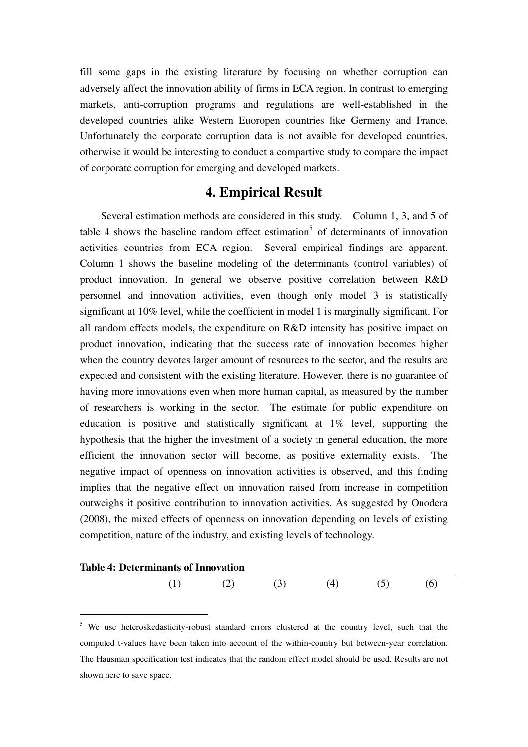fill some gaps in the existing literature by focusing on whether corruption can adversely affect the innovation ability of firms in ECA region. In contrast to emerging markets, anti-corruption programs and regulations are well-established in the developed countries alike Western Euoropen countries like Germeny and France. Unfortunately the corporate corruption data is not avaible for developed countries, otherwise it would be interesting to conduct a compartive study to compare the impact of corporate corruption for emerging and developed markets.

# 4. Empirical Result

Several estimation methods are considered in this study. Column 1, 3, and 5 of table 4 shows the baseline random effect estimation[5] of determinants of innovation activities countries from ECA region. Several empirical findings are apparent. Column 1 shows the baseline modeling of the determinants (control variables) of product innovation. In general we observe positive correlation between R&D personnel and innovation activities, even though only model 3 is statistically significant at 10% level, while the coefficient in model 1 is marginally significant. For all random effects models, the expenditure on R&D intensity has positive impact on product innovation, indicating that the success rate of innovation becomes higher when the country devotes larger amount of resources to the sector, and the results are expected and consistent with the existing literature. However, there is no guarantee of having more innovations even when more human capital, as measured by the number of researchers is working in the sector. The estimate for public expenditure on education is positive and statistically significant at 1% level, supporting the hypothesis that the higher the investment of a society in general education, the more efficient the innovation sector will become, as positive externality exists. The negative impact of openness on innovation activities is observed, and this finding implies that the negative effect on innovation raised from increase in competition outweighs it positive contribution to innovation activities. As suggested by Onodera (2008), the mixed effects of openness on innovation depending on levels of existing competition, nature of the industry, and existing levels of technology.

**Table 4: Determinants of Innovation**

| | (1) | (2) | (3) | (4) | (5) | (6) |
|---|---|---|---|---|---|---|

[5] We use heteroskedasticity-robust standard errors clustered at the country level, such that the computed t-values have been taken into account of the within-country but between-year correlation. The Hausman specification test indicates that the random effect model should be used. Results are not shown here to save space.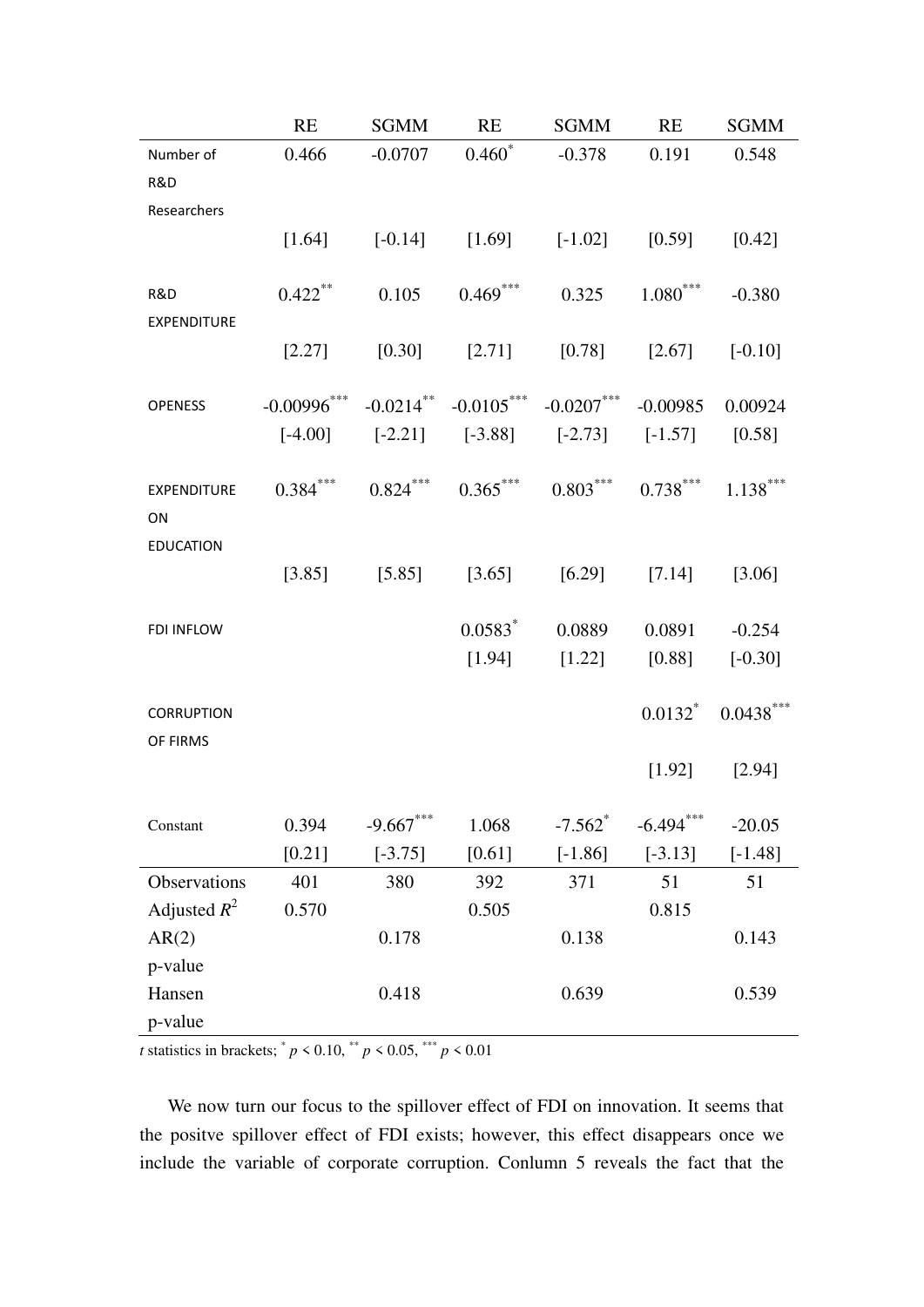| | RE | SGMM | RE | SGMM | RE | SGMM |
|---|---|---|---|---|---|---|
| Number of R&D Researchers | 0.466 | -0.0707 | 0.460* | -0.378 | 0.191 | 0.548 |
| | [1.64] | [-0.14] | [1.69] | [-1.02] | [0.59] | [0.42] |
| R&D EXPENDITURE | 0.422** | 0.105 | 0.469*** | 0.325 | 1.080*** | -0.380 |
| | [2.27] | [0.30] | [2.71] | [0.78] | [2.67] | [-0.10] |
| OPENESS | -0.00996*** | -0.0214** | -0.0105*** | -0.0207*** | -0.00985 | 0.00924 |
| | [-4.00] | [-2.21] | [-3.88] | [-2.73] | [-1.57] | [0.58] |
| EXPENDITURE ON EDUCATION | 0.384*** | 0.824*** | 0.365*** | 0.803*** | 0.738*** | 1.138*** |
| | [3.85] | [5.85] | [3.65] | [6.29] | [7.14] | [3.06] |
| FDI INFLOW | | | 0.0583* | 0.0889 | 0.0891 | -0.254 |
| | | | [1.94] | [1.22] | [0.88] | [-0.30] |
| CORRUPTION OF FIRMS | | | | | 0.0132* | 0.0438*** |
| | | | | | [1.92] | [2.94] |
| Constant | 0.394 | -9.667*** | 1.068 | -7.562* | -6.494*** | -20.05 |
| | [0.21] | [-3.75] | [0.61] | [-1.86] | [-3.13] | [-1.48] |
| Observations | 401 | 380 | 392 | 371 | 51 | 51 |
| Adjusted $R^2$ | 0.570 | | 0.505 | | 0.815 | |
| AR(2) p-value | | 0.178 | | 0.138 | | 0.143 |
| Hansen p-value | | 0.418 | | 0.639 | | 0.539 |

*t* statistics in brackets; * $p < 0.10$, ** $p < 0.05$, *** $p < 0.01$

We now turn our focus to the spillover effect of FDI on innovation. It seems that the positve spillover effect of FDI exists; however, this effect disappears once we include the variable of corporate corruption. Conlumn 5 reveals the fact that the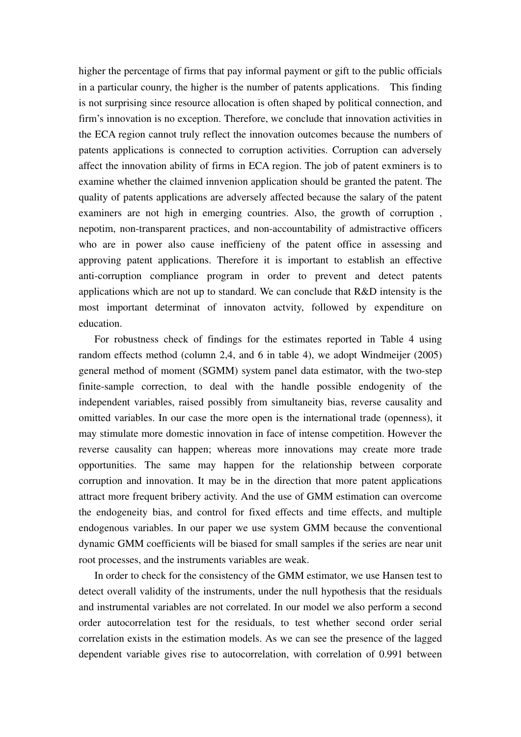higher the percentage of firms that pay informal payment or gift to the public officials in a particular counry, the higher is the number of patents applications. This finding is not surprising since resource allocation is often shaped by political connection, and firm's innovation is no exception. Therefore, we conclude that innovation activities in the ECA region cannot truly reflect the innovation outcomes because the numbers of patents applications is connected to corruption activities. Corruption can adversely affect the innovation ability of firms in ECA region. The job of patent exminers is to examine whether the claimed innvenion application should be granted the patent. The quality of patents applications are adversely affected because the salary of the patent examiners are not high in emerging countries. Also, the growth of corruption , nepotim, non-transparent practices, and non-accountability of admistractive officers who are in power also cause inefficieny of the patent office in assessing and approving patent applications. Therefore it is important to establish an effective anti-corruption compliance program in order to prevent and detect patents applications which are not up to standard. We can conclude that R&D intensity is the most important determinat of innovaton actvity, followed by expenditure on education.

For robustness check of findings for the estimates reported in Table 4 using random effects method (column 2,4, and 6 in table 4), we adopt Windmeijer (2005) general method of moment (SGMM) system panel data estimator, with the two-step finite-sample correction, to deal with the handle possible endogenity of the independent variables, raised possibly from simultaneity bias, reverse causality and omitted variables. In our case the more open is the international trade (openness), it may stimulate more domestic innovation in face of intense competition. However the reverse causality can happen; whereas more innovations may create more trade opportunities. The same may happen for the relationship between corporate corruption and innovation. It may be in the direction that more patent applications attract more frequent bribery activity. And the use of GMM estimation can overcome the endogeneity bias, and control for fixed effects and time effects, and multiple endogenous variables. In our paper we use system GMM because the conventional dynamic GMM coefficients will be biased for small samples if the series are near unit root processes, and the instruments variables are weak.

In order to check for the consistency of the GMM estimator, we use Hansen test to detect overall validity of the instruments, under the null hypothesis that the residuals and instrumental variables are not correlated. In our model we also perform a second order autocorrelation test for the residuals, to test whether second order serial correlation exists in the estimation models. As we can see the presence of the lagged dependent variable gives rise to autocorrelation, with correlation of 0.991 between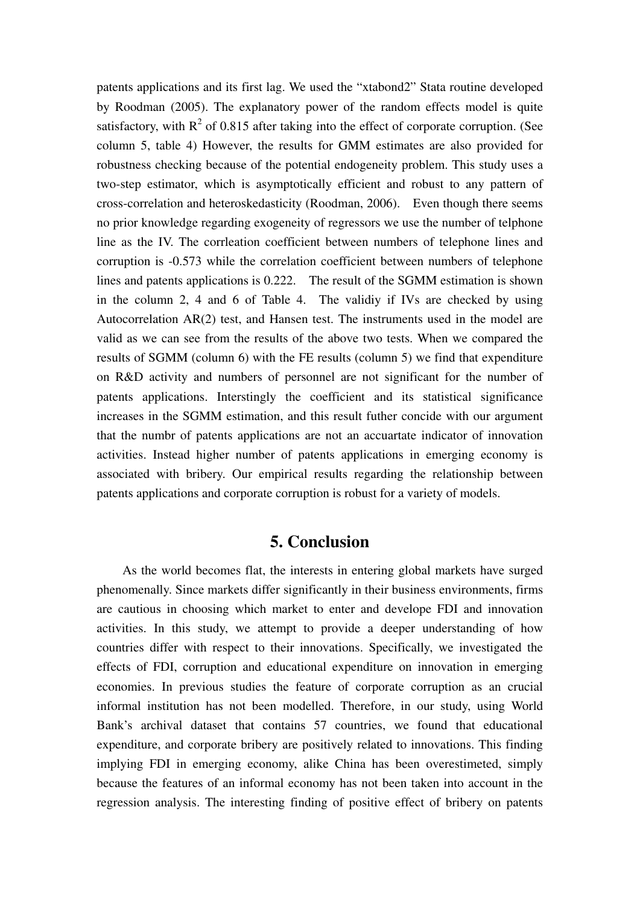patents applications and its first lag. We used the "xtabond2" Stata routine developed by Roodman (2005). The explanatory power of the random effects model is quite satisfactory, with $R^2$ of 0.815 after taking into the effect of corporate corruption. (See column 5, table 4) However, the results for GMM estimates are also provided for robustness checking because of the potential endogeneity problem. This study uses a two-step estimator, which is asymptotically efficient and robust to any pattern of cross-correlation and heteroskedasticity (Roodman, 2006). Even though there seems no prior knowledge regarding exogeneity of regressors we use the number of telphone line as the IV. The corrleation coefficient between numbers of telephone lines and corruption is -0.573 while the correlation coefficient between numbers of telephone lines and patents applications is 0.222. The result of the SGMM estimation is shown in the column 2, 4 and 6 of Table 4. The validiy if IVs are checked by using Autocorrelation AR(2) test, and Hansen test. The instruments used in the model are valid as we can see from the results of the above two tests. When we compared the results of SGMM (column 6) with the FE results (column 5) we find that expenditure on R&D activity and numbers of personnel are not significant for the number of patents applications. Interstingly the coefficient and its statistical significance increases in the SGMM estimation, and this result futher concide with our argument that the numbr of patents applications are not an accuartate indicator of innovation activities. Instead higher number of patents applications in emerging economy is associated with bribery. Our empirical results regarding the relationship between patents applications and corporate corruption is robust for a variety of models.

## 5. Conclusion

As the world becomes flat, the interests in entering global markets have surged phenomenally. Since markets differ significantly in their business environments, firms are cautious in choosing which market to enter and develope FDI and innovation activities. In this study, we attempt to provide a deeper understanding of how countries differ with respect to their innovations. Specifically, we investigated the effects of FDI, corruption and educational expenditure on innovation in emerging economies. In previous studies the feature of corporate corruption as an crucial informal institution has not been modelled. Therefore, in our study, using World Bank's archival dataset that contains 57 countries, we found that educational expenditure, and corporate bribery are positively related to innovations. This finding implying FDI in emerging economy, alike China has been overestimeted, simply because the features of an informal economy has not been taken into account in the regression analysis. The interesting finding of positive effect of bribery on patents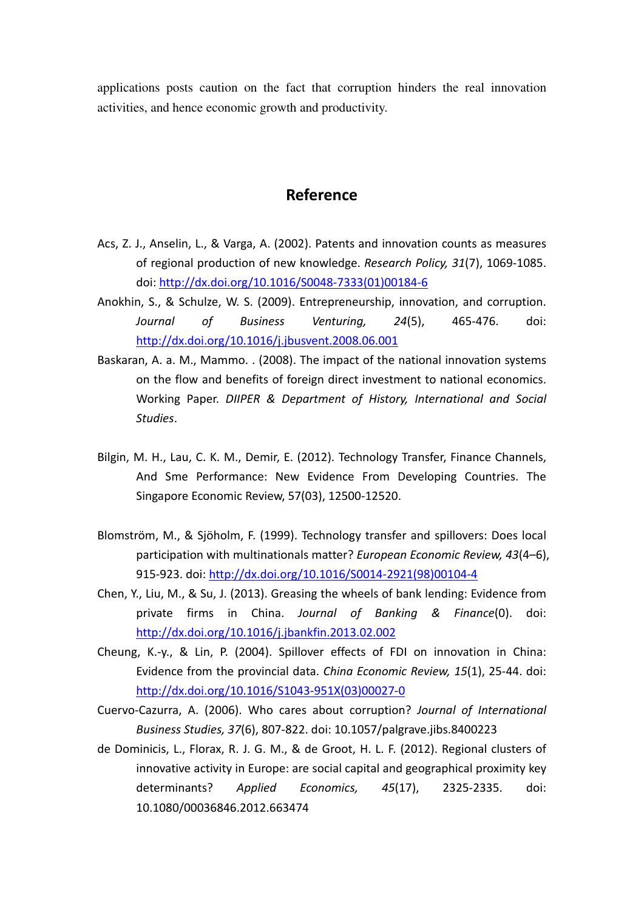applications posts caution on the fact that corruption hinders the real innovation activities, and hence economic growth and productivity.

## Reference

Acs, Z. J., Anselin, L., & Varga, A. (2002). Patents and innovation counts as measures of regional production of new knowledge. *Research Policy, 31*(7), 1069-1085. doi: http://dx.doi.org/10.1016/S0048-7333(01)00184-6

Anokhin, S., & Schulze, W. S. (2009). Entrepreneurship, innovation, and corruption. *Journal of Business Venturing, 24*(5), 465-476. doi: http://dx.doi.org/10.1016/j.jbusvent.2008.06.001

Baskaran, A. a. M., Mammo. . (2008). The impact of the national innovation systems on the flow and benefits of foreign direct investment to national economics. Working Paper. *DIIPER & Department of History, International and Social Studies*.

Bilgin, M. H., Lau, C. K. M., Demir, E. (2012). Technology Transfer, Finance Channels, And Sme Performance: New Evidence From Developing Countries. The Singapore Economic Review, 57(03), 12500-12520.

Blomström, M., & Sjöholm, F. (1999). Technology transfer and spillovers: Does local participation with multinationals matter? *European Economic Review, 43*(4–6), 915-923. doi: http://dx.doi.org/10.1016/S0014-2921(98)00104-4

Chen, Y., Liu, M., & Su, J. (2013). Greasing the wheels of bank lending: Evidence from private firms in China. *Journal of Banking & Finance*(0). doi: http://dx.doi.org/10.1016/j.jbankfin.2013.02.002

Cheung, K.-y., & Lin, P. (2004). Spillover effects of FDI on innovation in China: Evidence from the provincial data. *China Economic Review, 15*(1), 25-44. doi: http://dx.doi.org/10.1016/S1043-951X(03)00027-0

Cuervo-Cazurra, A. (2006). Who cares about corruption? *Journal of International Business Studies, 37*(6), 807-822. doi: 10.1057/palgrave.jibs.8400223

de Dominicis, L., Florax, R. J. G. M., & de Groot, H. L. F. (2012). Regional clusters of innovative activity in Europe: are social capital and geographical proximity key determinants? *Applied Economics, 45*(17), 2325-2335. doi: 10.1080/00036846.2012.663474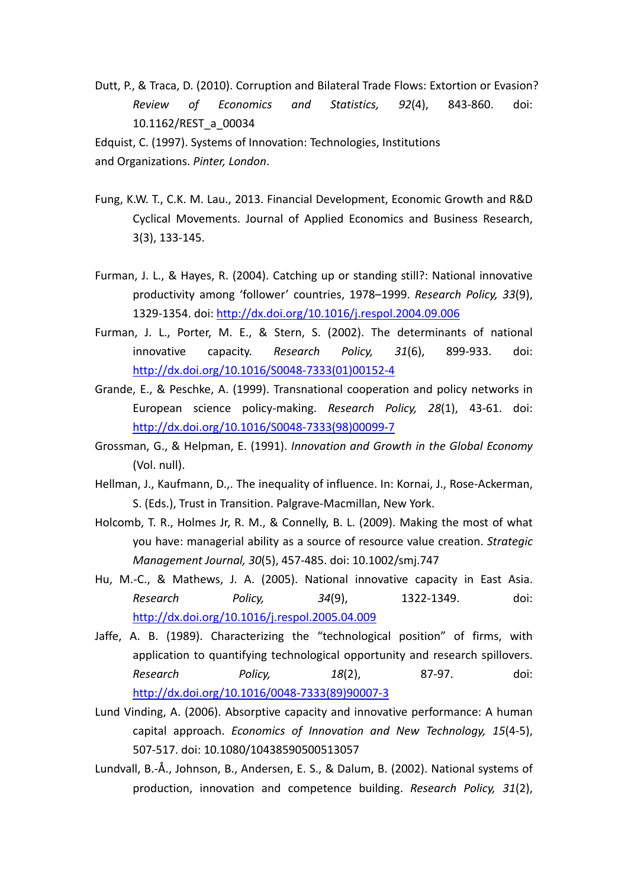Dutt, P., & Traca, D. (2010). Corruption and Bilateral Trade Flows: Extortion or Evasion? *Review of Economics and Statistics, 92*(4), 843-860. doi: 10.1162/REST_a_00034

Edquist, C. (1997). Systems of Innovation: Technologies, Institutions and Organizations. *Pinter, London*.

Fung, K.W. T., C.K. M. Lau., 2013. Financial Development, Economic Growth and R&D Cyclical Movements. Journal of Applied Economics and Business Research, 3(3), 133-145.

Furman, J. L., & Hayes, R. (2004). Catching up or standing still?: National innovative productivity among 'follower' countries, 1978–1999. *Research Policy, 33*(9), 1329-1354. doi: http://dx.doi.org/10.1016/j.respol.2004.09.006

Furman, J. L., Porter, M. E., & Stern, S. (2002). The determinants of national innovative capacity. *Research Policy, 31*(6), 899-933. doi: http://dx.doi.org/10.1016/S0048-7333(01)00152-4

Grande, E., & Peschke, A. (1999). Transnational cooperation and policy networks in European science policy-making. *Research Policy, 28*(1), 43-61. doi: http://dx.doi.org/10.1016/S0048-7333(98)00099-7

Grossman, G., & Helpman, E. (1991). *Innovation and Growth in the Global Economy* (Vol. null).

Hellman, J., Kaufmann, D.,. The inequality of influence. In: Kornai, J., Rose-Ackerman, S. (Eds.), Trust in Transition. Palgrave-Macmillan, New York.

Holcomb, T. R., Holmes Jr, R. M., & Connelly, B. L. (2009). Making the most of what you have: managerial ability as a source of resource value creation. *Strategic Management Journal, 30*(5), 457-485. doi: 10.1002/smj.747

Hu, M.-C., & Mathews, J. A. (2005). National innovative capacity in East Asia. *Research Policy, 34*(9), 1322-1349. doi: http://dx.doi.org/10.1016/j.respol.2005.04.009

Jaffe, A. B. (1989). Characterizing the "technological position" of firms, with application to quantifying technological opportunity and research spillovers. *Research Policy, 18*(2), 87-97. doi: http://dx.doi.org/10.1016/0048-7333(89)90007-3

Lund Vinding, A. (2006). Absorptive capacity and innovative performance: A human capital approach. *Economics of Innovation and New Technology, 15*(4-5), 507-517. doi: 10.1080/10438590500513057

Lundvall, B.-Å., Johnson, B., Andersen, E. S., & Dalum, B. (2002). National systems of production, innovation and competence building. *Research Policy, 31*(2),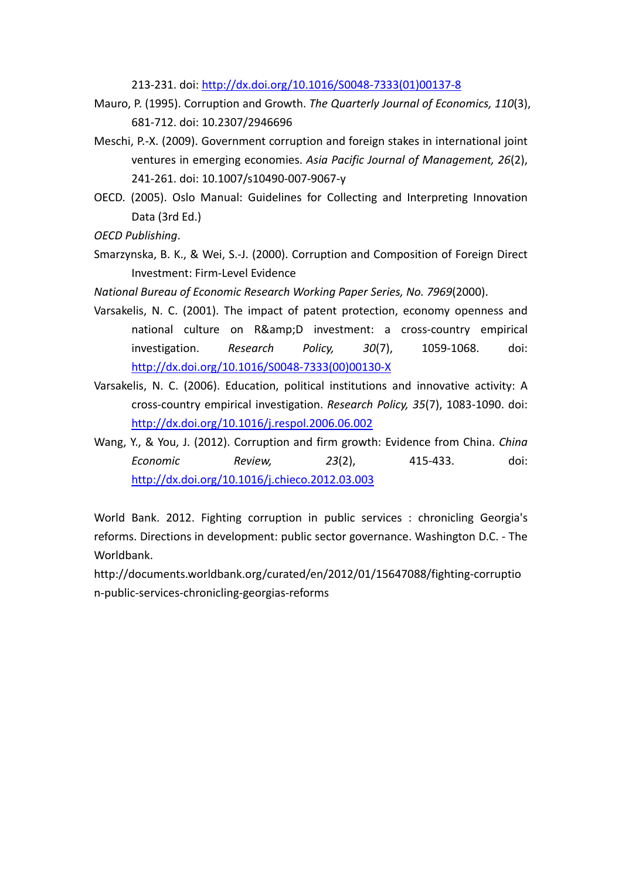213-231. doi: http://dx.doi.org/10.1016/S0048-7333(01)00137-8

Mauro, P. (1995). Corruption and Growth. *The Quarterly Journal of Economics, 110*(3), 681-712. doi: 10.2307/2946696

Meschi, P.-X. (2009). Government corruption and foreign stakes in international joint ventures in emerging economies. *Asia Pacific Journal of Management, 26*(2), 241-261. doi: 10.1007/s10490-007-9067-y

OECD. (2005). Oslo Manual: Guidelines for Collecting and Interpreting Innovation Data (3rd Ed.)

*OECD Publishing*.

Smarzynska, B. K., & Wei, S.-J. (2000). Corruption and Composition of Foreign Direct Investment: Firm-Level Evidence

*National Bureau of Economic Research Working Paper Series, No. 7969*(2000).

Varsakelis, N. C. (2001). The impact of patent protection, economy openness and national culture on R&amp;D investment: a cross-country empirical investigation. *Research Policy, 30*(7), 1059-1068. doi: http://dx.doi.org/10.1016/S0048-7333(00)00130-X

Varsakelis, N. C. (2006). Education, political institutions and innovative activity: A cross-country empirical investigation. *Research Policy, 35*(7), 1083-1090. doi: http://dx.doi.org/10.1016/j.respol.2006.06.002

Wang, Y., & You, J. (2012). Corruption and firm growth: Evidence from China. *China Economic Review, 23*(2), 415-433. doi: http://dx.doi.org/10.1016/j.chieco.2012.03.003

World Bank. 2012. Fighting corruption in public services : chronicling Georgia's reforms. Directions in development: public sector governance. Washington D.C. - The Worldbank.
http://documents.worldbank.org/curated/en/2012/01/15647088/fighting-corruption-public-services-chronicling-georgias-reforms